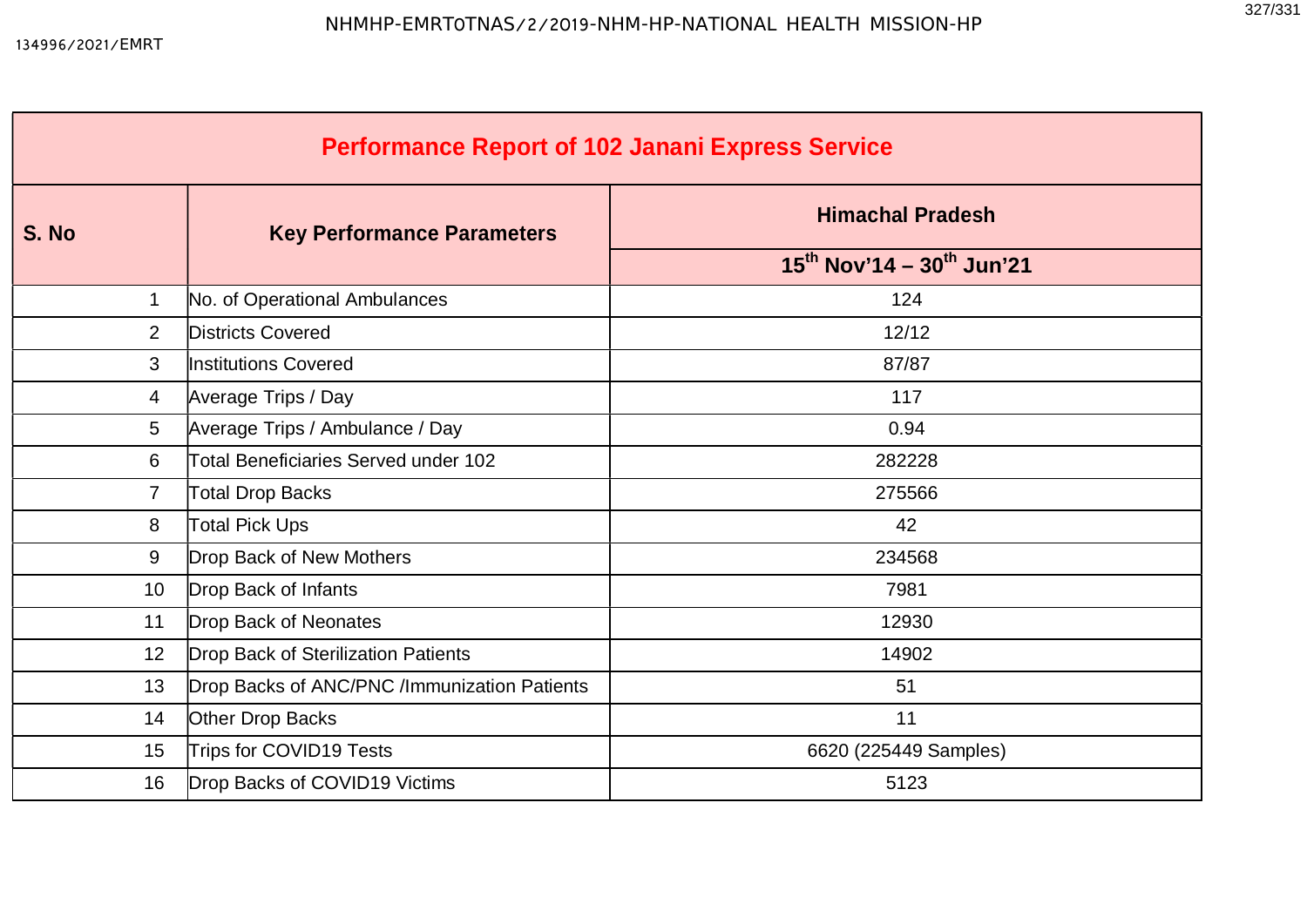# Performance Report of 102 Janani Express Service

| S. No | Key Performance Parameters | Himachal Pradesh |
|---|---|---|
| | | 15th Nov'14 – 30th Jun'21 |
| 1 | No. of Operational Ambulances | 124 |
| 2 | Districts Covered | 12/12 |
| 3 | Institutions Covered | 87/87 |
| 4 | Average Trips / Day | 117 |
| 5 | Average Trips / Ambulance / Day | 0.94 |
| 6 | Total Beneficiaries Served under 102 | 282228 |
| 7 | Total Drop Backs | 275566 |
| 8 | Total Pick Ups | 42 |
| 9 | Drop Back of New Mothers | 234568 |
| 10 | Drop Back of Infants | 7981 |
| 11 | Drop Back of Neonates | 12930 |
| 12 | Drop Back of Sterilization Patients | 14902 |
| 13 | Drop Backs of ANC/PNC /Immunization Patients | 51 |
| 14 | Other Drop Backs | 11 |
| 15 | Trips for COVID19 Tests | 6620 (225449 Samples) |
| 16 | Drop Backs of COVID19 Victims | 5123 |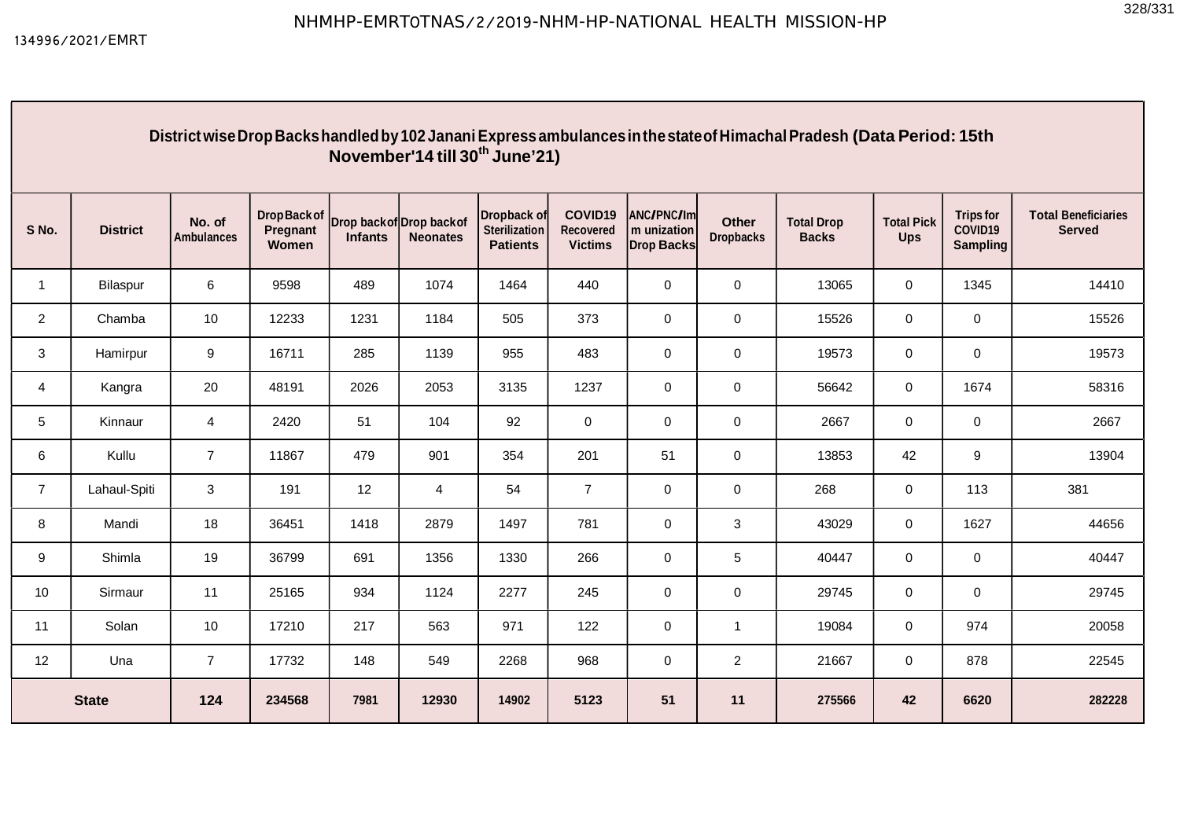**District wise Drop Backs handled by 102 Janani Express ambulances in the state of Himachal Pradesh (Data Period: 15th November'14 till 30th June'21)**

| S No. | District | No. of Ambulances | Drop Back of Pregnant Women | Drop back of Infants | Drop back of Neonates | Dropback of Sterilization Patients | COVID19 Recovered Victims | ANC/PNC/Im m unization Drop Backs | Other Dropbacks | Total Drop Backs | Total Pick Ups | Trips for COVID19 Sampling | Total Beneficiaries Served |
|---|---|---|---|---|---|---|---|---|---|---|---|---|---|
| 1 | Bilaspur | 6 | 9598 | 489 | 1074 | 1464 | 440 | 0 | 0 | 13065 | 0 | 1345 | 14410 |
| 2 | Chamba | 10 | 12233 | 1231 | 1184 | 505 | 373 | 0 | 0 | 15526 | 0 | 0 | 15526 |
| 3 | Hamirpur | 9 | 16711 | 285 | 1139 | 955 | 483 | 0 | 0 | 19573 | 0 | 0 | 19573 |
| 4 | Kangra | 20 | 48191 | 2026 | 2053 | 3135 | 1237 | 0 | 0 | 56642 | 0 | 1674 | 58316 |
| 5 | Kinnaur | 4 | 2420 | 51 | 104 | 92 | 0 | 0 | 0 | 2667 | 0 | 0 | 2667 |
| 6 | Kullu | 7 | 11867 | 479 | 901 | 354 | 201 | 51 | 0 | 13853 | 42 | 9 | 13904 |
| 7 | Lahaul-Spiti | 3 | 191 | 12 | 4 | 54 | 7 | 0 | 0 | 268 | 0 | 113 | 381 |
| 8 | Mandi | 18 | 36451 | 1418 | 2879 | 1497 | 781 | 0 | 3 | 43029 | 0 | 1627 | 44656 |
| 9 | Shimla | 19 | 36799 | 691 | 1356 | 1330 | 266 | 0 | 5 | 40447 | 0 | 0 | 40447 |
| 10 | Sirmaur | 11 | 25165 | 934 | 1124 | 2277 | 245 | 0 | 0 | 29745 | 0 | 0 | 29745 |
| 11 | Solan | 10 | 17210 | 217 | 563 | 971 | 122 | 0 | 1 | 19084 | 0 | 974 | 20058 |
| 12 | Una | 7 | 17732 | 148 | 549 | 2268 | 968 | 0 | 2 | 21667 | 0 | 878 | 22545 |
| **State** | | **124** | **234568** | **7981** | **12930** | **14902** | **5123** | **51** | **11** | **275566** | **42** | **6620** | **282228** |